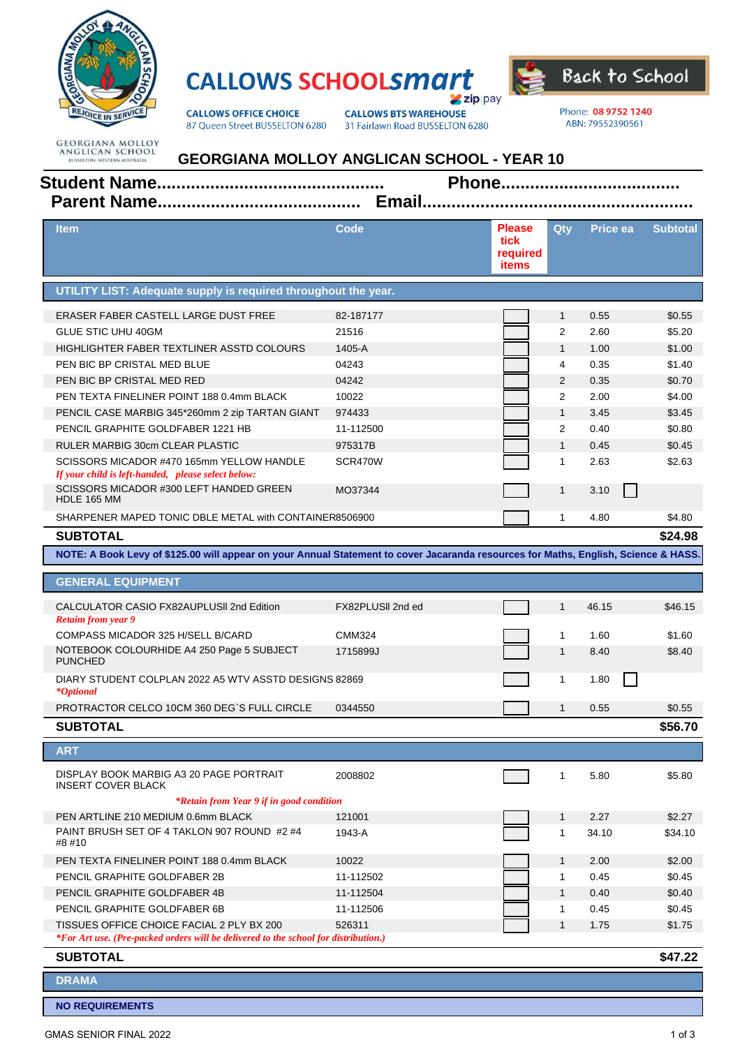# CALLOWS SCHOOLsmart

zip pay

**CALLOWS OFFICE CHOICE**
87 Queen Street BUSSELTON 6280

**CALLOWS BTS WAREHOUSE**
31 Fairlawn Road BUSSELTON 6280

Back to School

Phone: 08 9752 1240
ABN: 79552390561

GEORGIANA MOLLOY ANGLICAN SCHOOL
BUSSELTON, WESTERN AUSTRALIA

## GEORGIANA MOLLOY ANGLICAN SCHOOL - YEAR 10

**Student Name.............................................. Phone....................................**

**Parent Name......................................... Email.....................................................**

| Item | Code | Please tick required items | Qty | Price ea | Subtotal |
|---|---|---|---|---|---|
| **UTILITY LIST: Adequate supply is required throughout the year.** | | | | | |
| ERASER FABER CASTELL LARGE DUST FREE | 82-187177 | ☐ | 1 | 0.55 | $0.55 |
| GLUE STIC UHU 40GM | 21516 | ☐ | 2 | 2.60 | $5.20 |
| HIGHLIGHTER FABER TEXTLINER ASSTD COLOURS | 1405-A | ☐ | 1 | 1.00 | $1.00 |
| PEN BIC BP CRISTAL MED BLUE | 04243 | ☐ | 4 | 0.35 | $1.40 |
| PEN BIC BP CRISTAL MED RED | 04242 | ☐ | 2 | 0.35 | $0.70 |
| PEN TEXTA FINELINER POINT 188 0.4mm BLACK | 10022 | ☐ | 2 | 2.00 | $4.00 |
| PENCIL CASE MARBIG 345*260mm 2 zip TARTAN GIANT | 974433 | ☐ | 1 | 3.45 | $3.45 |
| PENCIL GRAPHITE GOLDFABER 1221 HB | 11-112500 | ☐ | 2 | 0.40 | $0.80 |
| RULER MARBIG 30cm CLEAR PLASTIC | 975317B | ☐ | 1 | 0.45 | $0.45 |
| SCISSORS MICADOR #470 165mm YELLOW HANDLE<br>*If your child is left-handed, please select below:* | SCR470W | ☐ | 1 | 2.63 | $2.63 |
| SCISSORS MICADOR #300 LEFT HANDED GREEN HDLE 165 MM | MO37344 | ☐ | 1 | 3.10 ☐ | |
| SHARPENER MAPED TONIC DBLE METAL with CONTAINER | 8506900 | ☐ | 1 | 4.80 | $4.80 |
| **SUBTOTAL** | | | | | **$24.98** |
| **NOTE: A Book Levy of $125.00 will appear on your Annual Statement to cover Jacaranda resources for Maths, English, Science & HASS.** | | | | | |
| **GENERAL EQUIPMENT** | | | | | |
| CALCULATOR CASIO FX82AUPLUSII 2nd Edition<br>*Retain from year 9* | FX82PLUSII 2nd ed | ☐ | 1 | 46.15 | $46.15 |
| COMPASS MICADOR 325 H/SELL B/CARD | CMM324 | ☐ | 1 | 1.60 | $1.60 |
| NOTEBOOK COLOURHIDE A4 250 Page 5 SUBJECT PUNCHED | 1715899J | ☐ | 1 | 8.40 | $8.40 |
| DIARY STUDENT COLPLAN 2022 A5 WTV ASSTD DESIGNS<br>*\*Optional* | 82869 | ☐ | 1 | 1.80 ☐ | |
| PROTRACTOR CELCO 10CM 360 DEG`S FULL CIRCLE | 0344550 | ☐ | 1 | 0.55 | $0.55 |
| **SUBTOTAL** | | | | | **$56.70** |
| **ART** | | | | | |
| DISPLAY BOOK MARBIG A3 20 PAGE PORTRAIT INSERT COVER BLACK<br>*\*Retain from Year 9 if in good condition* | 2008802 | ☐ | 1 | 5.80 | $5.80 |
| PEN ARTLINE 210 MEDIUM 0.6mm BLACK | 121001 | ☐ | 1 | 2.27 | $2.27 |
| PAINT BRUSH SET OF 4 TAKLON 907 ROUND #2 #4 #8 #10 | 1943-A | ☐ | 1 | 34.10 | $34.10 |
| PEN TEXTA FINELINER POINT 188 0.4mm BLACK | 10022 | ☐ | 1 | 2.00 | $2.00 |
| PENCIL GRAPHITE GOLDFABER 2B | 11-112502 | ☐ | 1 | 0.45 | $0.45 |
| PENCIL GRAPHITE GOLDFABER 4B | 11-112504 | ☐ | 1 | 0.40 | $0.40 |
| PENCIL GRAPHITE GOLDFABER 6B | 11-112506 | ☐ | 1 | 0.45 | $0.45 |
| TISSUES OFFICE CHOICE FACIAL 2 PLY BX 200<br>*\*For Art use. (Pre-packed orders will be delivered to the school for distribution.)* | 526311 | ☐ | 1 | 1.75 | $1.75 |
| **SUBTOTAL** | | | | | **$47.22** |
| **DRAMA** | | | | | |
| **NO REQUIREMENTS** | | | | | |

GMAS SENIOR FINAL 2022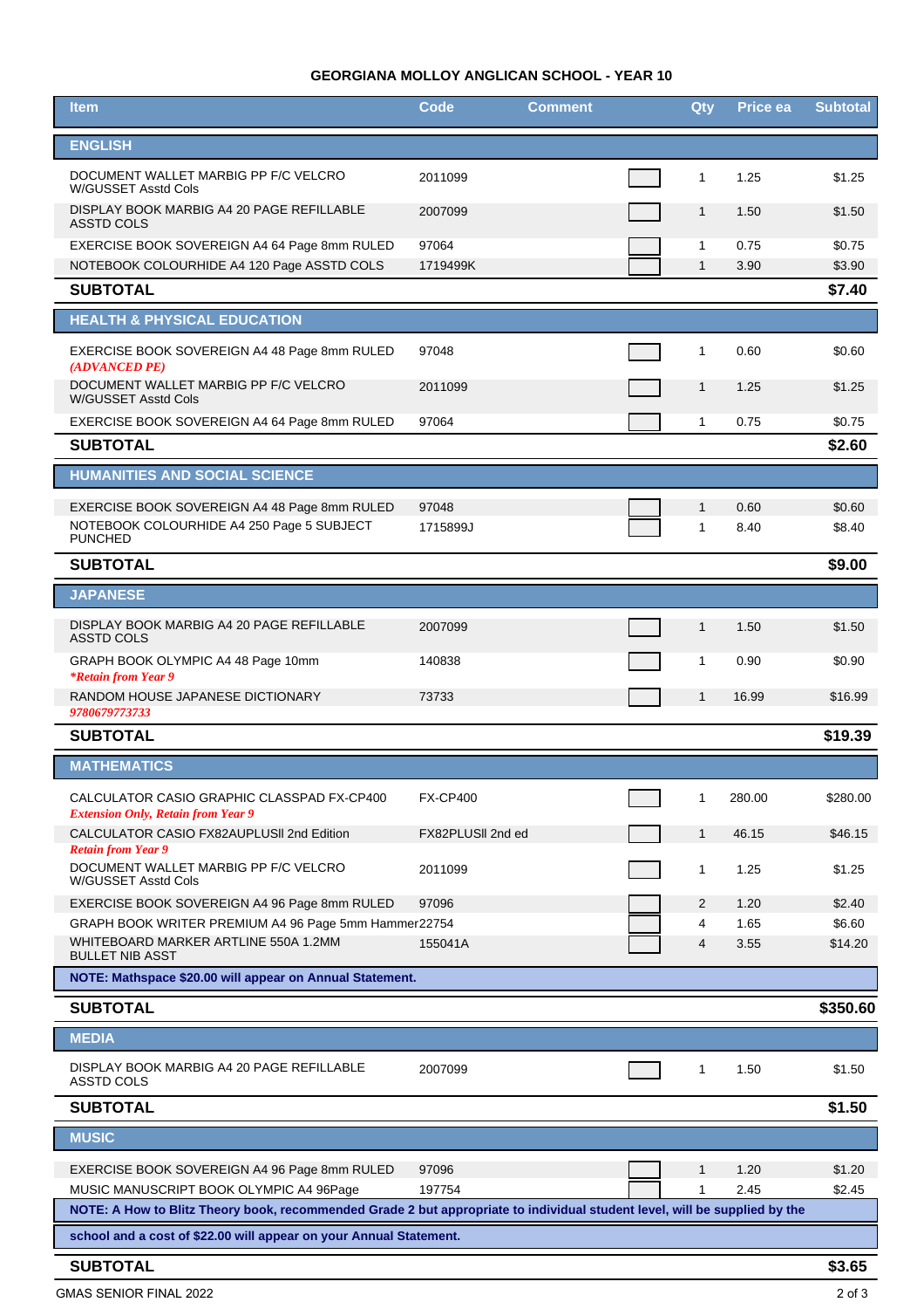**GEORGIANA MOLLOY ANGLICAN SCHOOL - YEAR 10**

| Item | Code | Comment | Qty | Price ea | Subtotal |
|---|---|---|---|---|---|
| **ENGLISH** | | | | | |
| DOCUMENT WALLET MARBIG PP F/C VELCRO W/GUSSET Asstd Cols | 2011099 | | 1 | 1.25 | $1.25 |
| DISPLAY BOOK MARBIG A4 20 PAGE REFILLABLE ASSTD COLS | 2007099 | | 1 | 1.50 | $1.50 |
| EXERCISE BOOK SOVEREIGN A4 64 Page 8mm RULED | 97064 | | 1 | 0.75 | $0.75 |
| NOTEBOOK COLOURHIDE A4 120 Page ASSTD COLS | 1719499K | | 1 | 3.90 | $3.90 |
| **SUBTOTAL** | | | | | **$7.40** |
| **HEALTH & PHYSICAL EDUCATION** | | | | | |
| EXERCISE BOOK SOVEREIGN A4 48 Page 8mm RULED *(ADVANCED PE)* | 97048 | | 1 | 0.60 | $0.60 |
| DOCUMENT WALLET MARBIG PP F/C VELCRO W/GUSSET Asstd Cols | 2011099 | | 1 | 1.25 | $1.25 |
| EXERCISE BOOK SOVEREIGN A4 64 Page 8mm RULED | 97064 | | 1 | 0.75 | $0.75 |
| **SUBTOTAL** | | | | | **$2.60** |
| **HUMANITIES AND SOCIAL SCIENCE** | | | | | |
| EXERCISE BOOK SOVEREIGN A4 48 Page 8mm RULED | 97048 | | 1 | 0.60 | $0.60 |
| NOTEBOOK COLOURHIDE A4 250 Page 5 SUBJECT PUNCHED | 1715899J | | 1 | 8.40 | $8.40 |
| **SUBTOTAL** | | | | | **$9.00** |
| **JAPANESE** | | | | | |
| DISPLAY BOOK MARBIG A4 20 PAGE REFILLABLE ASSTD COLS | 2007099 | | 1 | 1.50 | $1.50 |
| GRAPH BOOK OLYMPIC A4 48 Page 10mm *\*Retain from Year 9* | 140838 | | 1 | 0.90 | $0.90 |
| RANDOM HOUSE JAPANESE DICTIONARY *9780679773733* | 73733 | | 1 | 16.99 | $16.99 |
| **SUBTOTAL** | | | | | **$19.39** |
| **MATHEMATICS** | | | | | |
| CALCULATOR CASIO GRAPHIC CLASSPAD FX-CP400 *Extension Only, Retain from Year 9* | FX-CP400 | | 1 | 280.00 | $280.00 |
| CALCULATOR CASIO FX82AUPLUSII 2nd Edition *Retain from Year 9* | FX82PLUSII 2nd ed | | 1 | 46.15 | $46.15 |
| DOCUMENT WALLET MARBIG PP F/C VELCRO W/GUSSET Asstd Cols | 2011099 | | 1 | 1.25 | $1.25 |
| EXERCISE BOOK SOVEREIGN A4 96 Page 8mm RULED | 97096 | | 2 | 1.20 | $2.40 |
| GRAPH BOOK WRITER PREMIUM A4 96 Page 5mm Hammer | 22754 | | 4 | 1.65 | $6.60 |
| WHITEBOARD MARKER ARTLINE 550A 1.2MM BULLET NIB ASST | 155041A | | 4 | 3.55 | $14.20 |
| **NOTE: Mathspace $20.00 will appear on Annual Statement.** | | | | | |
| **SUBTOTAL** | | | | | **$350.60** |
| **MEDIA** | | | | | |
| DISPLAY BOOK MARBIG A4 20 PAGE REFILLABLE ASSTD COLS | 2007099 | | 1 | 1.50 | $1.50 |
| **SUBTOTAL** | | | | | **$1.50** |
| **MUSIC** | | | | | |
| EXERCISE BOOK SOVEREIGN A4 96 Page 8mm RULED | 97096 | | 1 | 1.20 | $1.20 |
| MUSIC MANUSCRIPT BOOK OLYMPIC A4 96Page | 197754 | | 1 | 2.45 | $2.45 |
| **NOTE: A How to Blitz Theory book, recommended Grade 2 but appropriate to individual student level, will be supplied by the school and a cost of $22.00 will appear on your Annual Statement.** | | | | | |
| **SUBTOTAL** | | | | | **$3.65** |

GMAS SENIOR FINAL 2022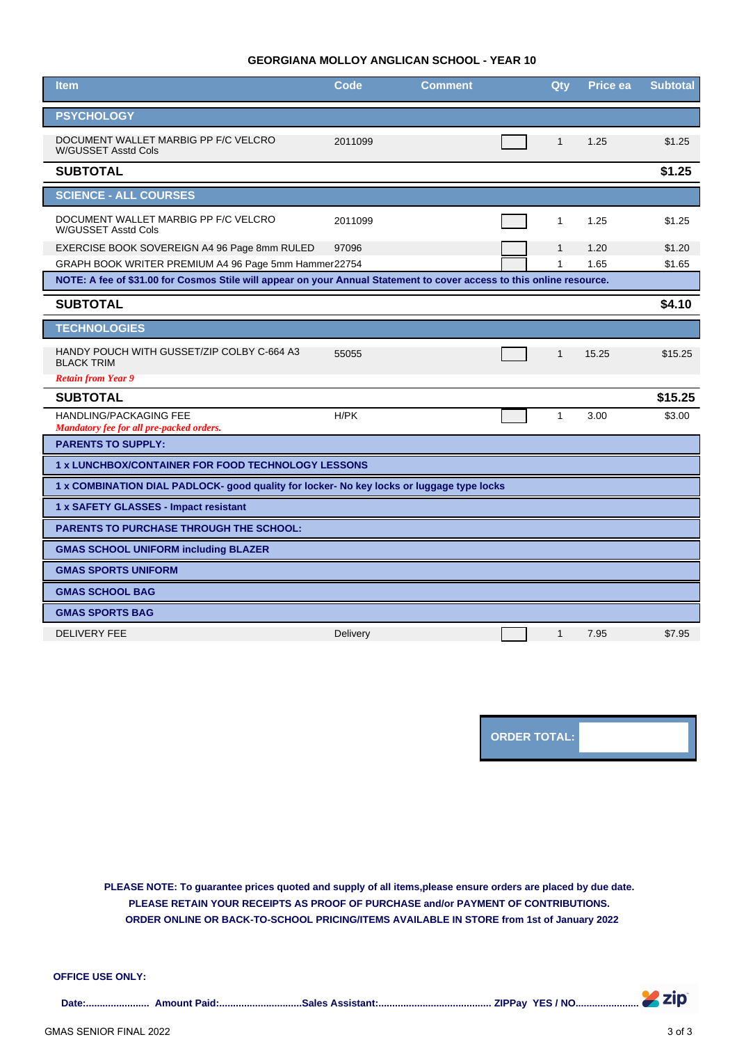### GEORGIANA MOLLOY ANGLICAN SCHOOL - YEAR 10

| Item | Code | Comment | Qty | Price ea | Subtotal |
|---|---|---|---|---|---|
| **PSYCHOLOGY** | | | | | |
| DOCUMENT WALLET MARBIG PP F/C VELCRO W/GUSSET Asstd Cols | 2011099 | | 1 | 1.25 | $1.25 |
| **SUBTOTAL** | | | | | **$1.25** |
| **SCIENCE - ALL COURSES** | | | | | |
| DOCUMENT WALLET MARBIG PP F/C VELCRO W/GUSSET Asstd Cols | 2011099 | | 1 | 1.25 | $1.25 |
| EXERCISE BOOK SOVEREIGN A4 96 Page 8mm RULED | 97096 | | 1 | 1.20 | $1.20 |
| GRAPH BOOK WRITER PREMIUM A4 96 Page 5mm Hammer | 22754 | | 1 | 1.65 | $1.65 |
| **NOTE: A fee of $31.00 for Cosmos Stile will appear on your Annual Statement to cover access to this online resource.** | | | | | |
| **SUBTOTAL** | | | | | **$4.10** |
| **TECHNOLOGIES** | | | | | |
| HANDY POUCH WITH GUSSET/ZIP COLBY C-664 A3 BLACK TRIM *Retain from Year 9* | 55055 | | 1 | 15.25 | $15.25 |
| **SUBTOTAL** | | | | | **$15.25** |
| HANDLING/PACKAGING FEE *Mandatory fee for all pre-packed orders.* | H/PK | | 1 | 3.00 | $3.00 |
| **PARENTS TO SUPPLY:** | | | | | |
| **1 x LUNCHBOX/CONTAINER FOR FOOD TECHNOLOGY LESSONS** | | | | | |
| **1 x COMBINATION DIAL PADLOCK- good quality for locker- No key locks or luggage type locks** | | | | | |
| **1 x SAFETY GLASSES - Impact resistant** | | | | | |
| **PARENTS TO PURCHASE THROUGH THE SCHOOL:** | | | | | |
| **GMAS SCHOOL UNIFORM including BLAZER** | | | | | |
| **GMAS SPORTS UNIFORM** | | | | | |
| **GMAS SCHOOL BAG** | | | | | |
| **GMAS SPORTS BAG** | | | | | |
| DELIVERY FEE | Delivery | | 1 | 7.95 | $7.95 |

**ORDER TOTAL:**

**PLEASE NOTE: To guarantee prices quoted and supply of all items,please ensure orders are placed by due date.**
**PLEASE RETAIN YOUR RECEIPTS AS PROOF OF PURCHASE and/or PAYMENT OF CONTRIBUTIONS.**
**ORDER ONLINE OR BACK-TO-SCHOOL PRICING/ITEMS AVAILABLE IN STORE from 1st of January 2022**

**OFFICE USE ONLY:**

**Date:...................... Amount Paid:............................Sales Assistant:....................................... ZIPPay YES / NO.....................** zip

GMAS SENIOR FINAL 2022